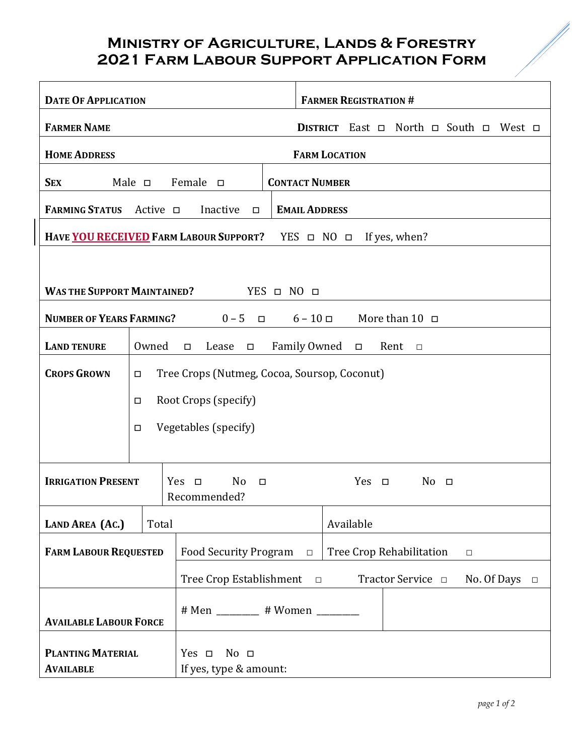# Ministry of Agriculture, Lands & Forestry
# 2021 Farm Labour Support Application Form

| | |
|---|---|
| **Date Of Application** | **Farmer Registration #** |
| **Farmer Name** | **District** East ☐ North ☐ South ☐ West ☐ |
| **Home Address** | **Farm Location** |
| **Sex** Male ☐ Female ☐ | **Contact Number** |
| **Farming Status** Active ☐ Inactive ☐ | **Email Address** |

**Have YOU RECEIVED Farm Labour Support?** YES ☐ NO ☐ If yes, when?

**Was the Support Maintained?** YES ☐ NO ☐

**Number of Years Farming?** 0 – 5 ☐ 6 – 10 ☐ More than 10 ☐

| | |
|---|---|
| **Land Tenure** | Owned ☐ Lease ☐ Family Owned ☐ Rent ☐ |
| **Crops Grown** | ☐ Tree Crops (Nutmeg, Cocoa, Soursop, Coconut)<br>☐ Root Crops (specify)<br>☐ Vegetables (specify) |

| | | |
|---|---|---|
| **Irrigation Present** | Yes ☐ No ☐ Recommended? | Yes ☐ No ☐ |
| **Land Area (Ac.)** | Total | Available |
| **Farm Labour Requested** | Food Security Program ☐ | Tree Crop Rehabilitation ☐ |
| | Tree Crop Establishment ☐ | Tractor Service ☐ No. Of Days ☐ |
| **Available Labour Force** | # Men ________ # Women ________ | |
| **Planting Material Available** | Yes ☐ No ☐<br>If yes, type & amount: | |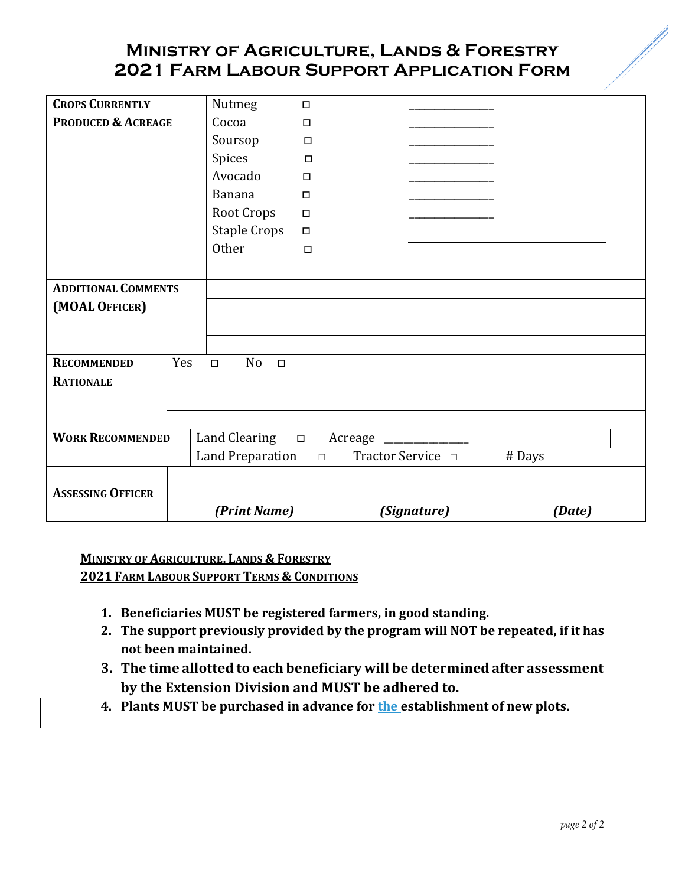# Ministry of Agriculture, Lands & Forestry
# 2021 Farm Labour Support Application Form

| | | | | | |
|---|---|---|---|---|---|
| **Crops Currently Produced & Acreage** | Nutmeg ☐ | ___________ | | | |
| | Cocoa ☐ | ___________ | | | |
| | Soursop ☐ | ___________ | | | |
| | Spices ☐ | ___________ | | | |
| | Avocado ☐ | ___________ | | | |
| | Banana ☐ | ___________ | | | |
| | Root Crops ☐ | ___________ | | | |
| | Staple Crops ☐ | ___________ | | | |
| | Other ☐ | | | | |
| **Additional Comments (MOAL Officer)** | | | | | |
| **Recommended** | Yes ☐ No ☐ | | | | |
| **Rationale** | | | | | |
| **Work Recommended** | Land Clearing ☐ | Acreage ___________ | | | |
| | Land Preparation ☐ | Tractor Service ☐ | # Days | | |
| **Assessing Officer** | *(Print Name)* | *(Signature)* | *(Date)* | | |

**Ministry of Agriculture, Lands & Forestry**
**2021 Farm Labour Support Terms & Conditions**

1. **Beneficiaries MUST be registered farmers, in good standing.**
2. **The support previously provided by the program will NOT be repeated, if it has not been maintained.**
3. **The time allotted to each beneficiary will be determined after assessment by the Extension Division and MUST be adhered to.**
4. **Plants MUST be purchased in advance for the establishment of new plots.**